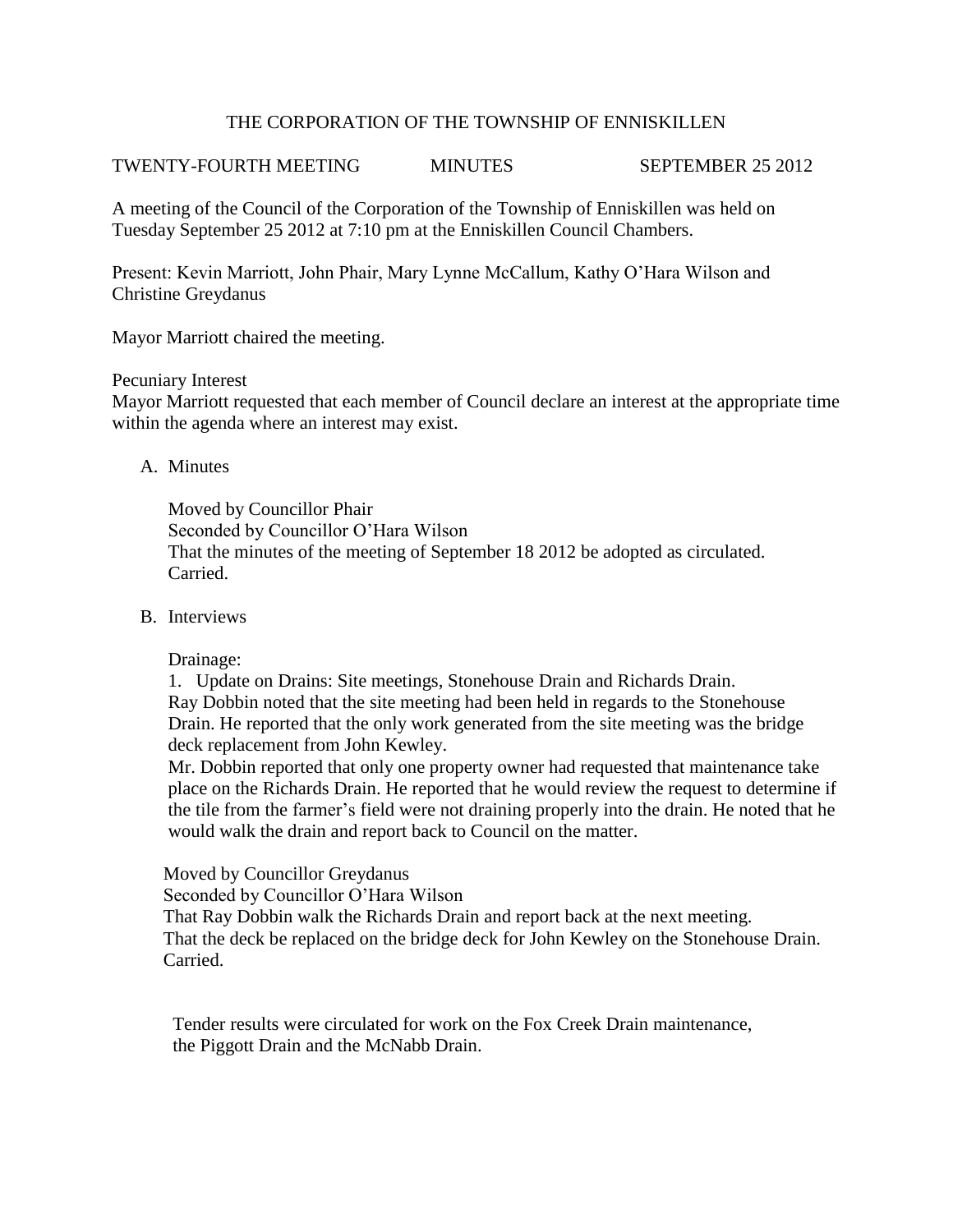# THE CORPORATION OF THE TOWNSHIP OF ENNISKILLEN

TWENTY-FOURTH MEETING MINUTES SEPTEMBER 25 2012

A meeting of the Council of the Corporation of the Township of Enniskillen was held on Tuesday September 25 2012 at 7:10 pm at the Enniskillen Council Chambers.

Present: Kevin Marriott, John Phair, Mary Lynne McCallum, Kathy O'Hara Wilson and Christine Greydanus

Mayor Marriott chaired the meeting.

Pecuniary Interest
Mayor Marriott requested that each member of Council declare an interest at the appropriate time within the agenda where an interest may exist.

A. Minutes

Moved by Councillor Phair
Seconded by Councillor O'Hara Wilson
That the minutes of the meeting of September 18 2012 be adopted as circulated.
Carried.

B. Interviews

Drainage:

1. Update on Drains: Site meetings, Stonehouse Drain and Richards Drain.
Ray Dobbin noted that the site meeting had been held in regards to the Stonehouse Drain. He reported that the only work generated from the site meeting was the bridge deck replacement from John Kewley.
Mr. Dobbin reported that only one property owner had requested that maintenance take place on the Richards Drain. He reported that he would review the request to determine if the tile from the farmer's field were not draining properly into the drain. He noted that he would walk the drain and report back to Council on the matter.

Moved by Councillor Greydanus
Seconded by Councillor O'Hara Wilson
That Ray Dobbin walk the Richards Drain and report back at the next meeting.
That the deck be replaced on the bridge deck for John Kewley on the Stonehouse Drain.
Carried.

Tender results were circulated for work on the Fox Creek Drain maintenance, the Piggott Drain and the McNabb Drain.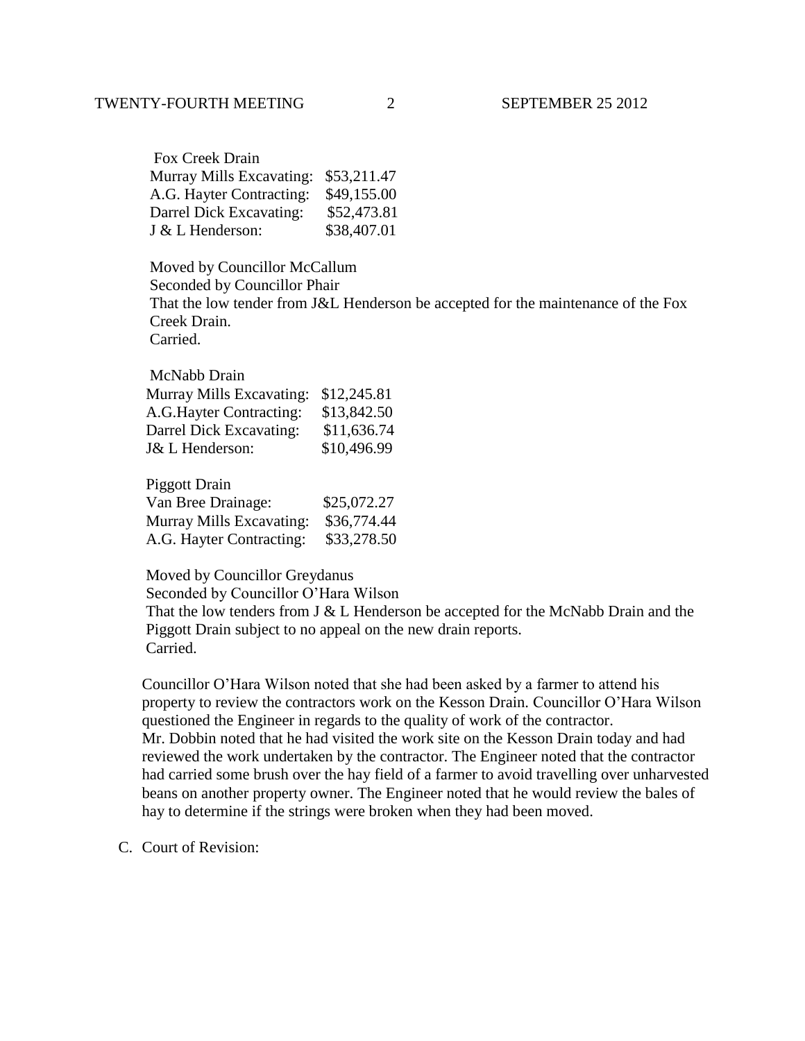Fox Creek Drain

| | |
|---|---|
| Murray Mills Excavating: | \$53,211.47 |
| A.G. Hayter Contracting: | \$49,155.00 |
| Darrel Dick Excavating: | \$52,473.81 |
| J & L Henderson: | \$38,407.01 |

Moved by Councillor McCallum
Seconded by Councillor Phair
That the low tender from J&L Henderson be accepted for the maintenance of the Fox Creek Drain.
Carried.

McNabb Drain

| | |
|---|---|
| Murray Mills Excavating: | \$12,245.81 |
| A.G.Hayter Contracting: | \$13,842.50 |
| Darrel Dick Excavating: | \$11,636.74 |
| J& L Henderson: | \$10,496.99 |

Piggott Drain

| | |
|---|---|
| Van Bree Drainage: | \$25,072.27 |
| Murray Mills Excavating: | \$36,774.44 |
| A.G. Hayter Contracting: | \$33,278.50 |

Moved by Councillor Greydanus
Seconded by Councillor O'Hara Wilson
That the low tenders from J & L Henderson be accepted for the McNabb Drain and the Piggott Drain subject to no appeal on the new drain reports.
Carried.

Councillor O'Hara Wilson noted that she had been asked by a farmer to attend his property to review the contractors work on the Kesson Drain. Councillor O'Hara Wilson questioned the Engineer in regards to the quality of work of the contractor. Mr. Dobbin noted that he had visited the work site on the Kesson Drain today and had reviewed the work undertaken by the contractor. The Engineer noted that the contractor had carried some brush over the hay field of a farmer to avoid travelling over unharvested beans on another property owner. The Engineer noted that he would review the bales of hay to determine if the strings were broken when they had been moved.

C. Court of Revision: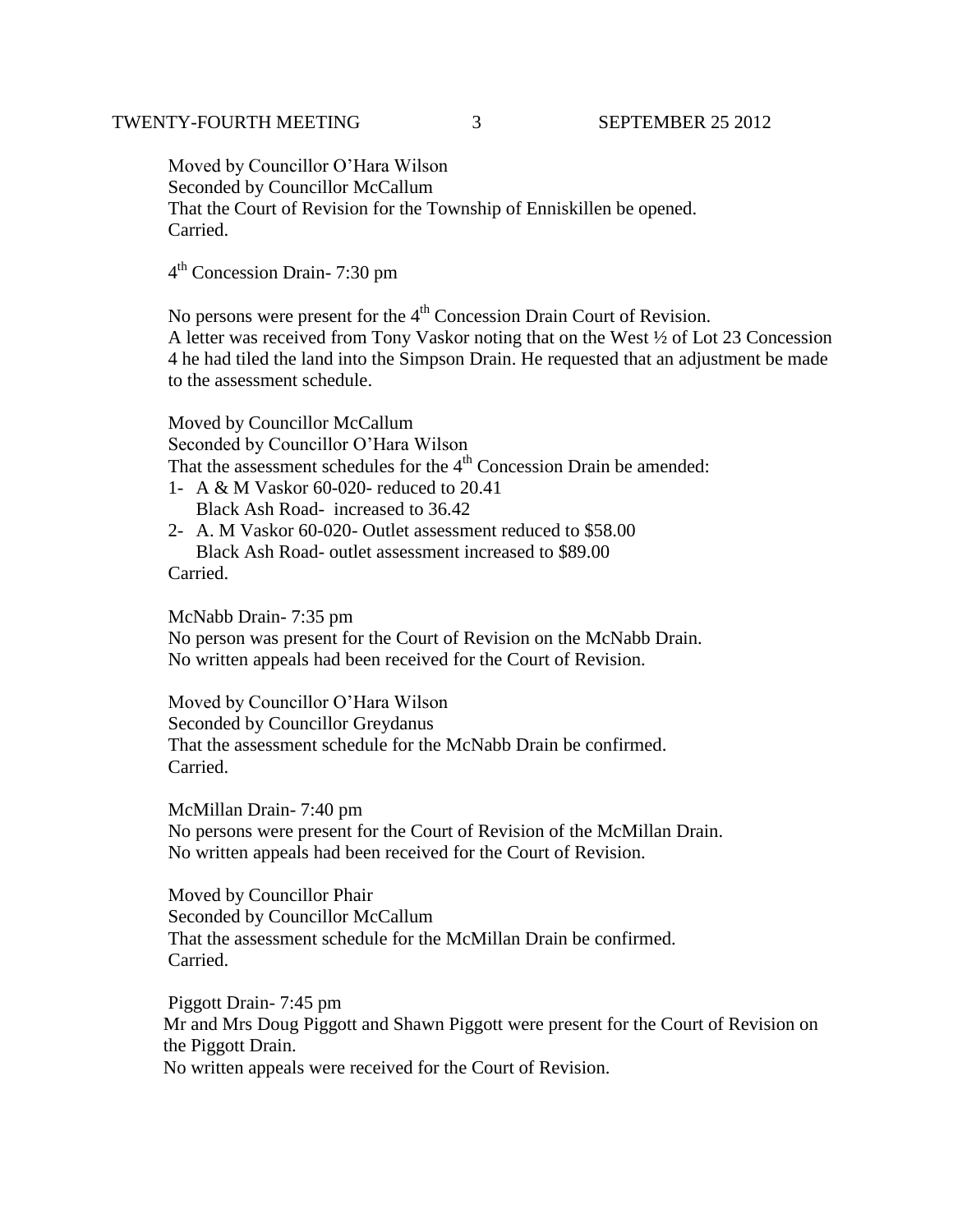Moved by Councillor O'Hara Wilson
Seconded by Councillor McCallum
That the Court of Revision for the Township of Enniskillen be opened.
Carried.

4th Concession Drain- 7:30 pm

No persons were present for the 4th Concession Drain Court of Revision.
A letter was received from Tony Vaskor noting that on the West ½ of Lot 23 Concession 4 he had tiled the land into the Simpson Drain. He requested that an adjustment be made to the assessment schedule.

Moved by Councillor McCallum
Seconded by Councillor O'Hara Wilson
That the assessment schedules for the 4th Concession Drain be amended:

1- A & M Vaskor 60-020- reduced to 20.41
   Black Ash Road- increased to 36.42
2- A. M Vaskor 60-020- Outlet assessment reduced to $58.00
   Black Ash Road- outlet assessment increased to $89.00

Carried.

McNabb Drain- 7:35 pm
No person was present for the Court of Revision on the McNabb Drain.
No written appeals had been received for the Court of Revision.

Moved by Councillor O'Hara Wilson
Seconded by Councillor Greydanus
That the assessment schedule for the McNabb Drain be confirmed.
Carried.

McMillan Drain- 7:40 pm
No persons were present for the Court of Revision of the McMillan Drain.
No written appeals had been received for the Court of Revision.

Moved by Councillor Phair
Seconded by Councillor McCallum
That the assessment schedule for the McMillan Drain be confirmed.
Carried.

Piggott Drain- 7:45 pm
Mr and Mrs Doug Piggott and Shawn Piggott were present for the Court of Revision on the Piggott Drain.
No written appeals were received for the Court of Revision.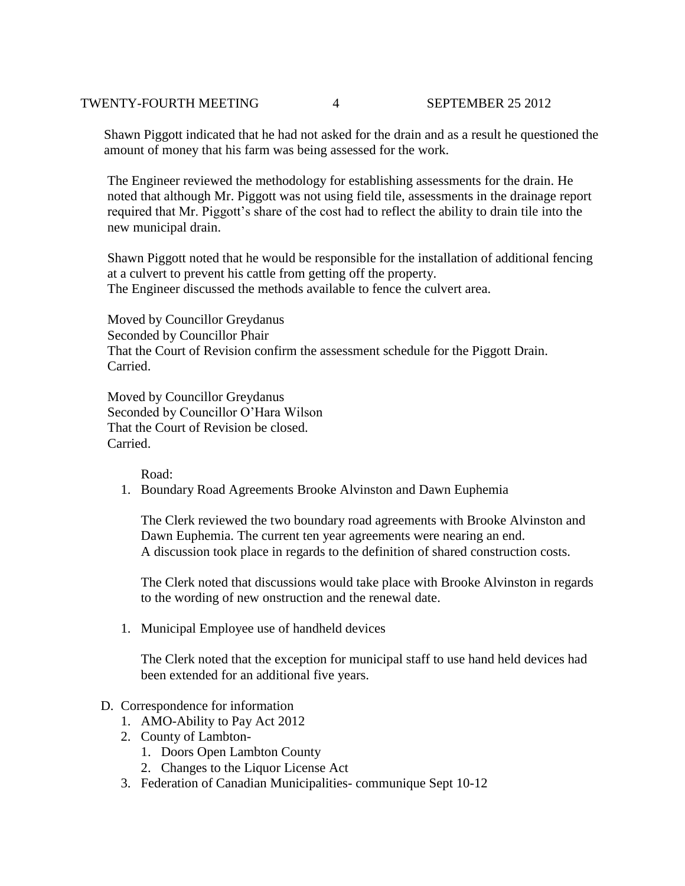Shawn Piggott indicated that he had not asked for the drain and as a result he questioned the amount of money that his farm was being assessed for the work.

The Engineer reviewed the methodology for establishing assessments for the drain. He noted that although Mr. Piggott was not using field tile, assessments in the drainage report required that Mr. Piggott's share of the cost had to reflect the ability to drain tile into the new municipal drain.

Shawn Piggott noted that he would be responsible for the installation of additional fencing at a culvert to prevent his cattle from getting off the property.
The Engineer discussed the methods available to fence the culvert area.

Moved by Councillor Greydanus
Seconded by Councillor Phair
That the Court of Revision confirm the assessment schedule for the Piggott Drain.
Carried.

Moved by Councillor Greydanus
Seconded by Councillor O'Hara Wilson
That the Court of Revision be closed.
Carried.

Road:

1. Boundary Road Agreements Brooke Alvinston and Dawn Euphemia

   The Clerk reviewed the two boundary road agreements with Brooke Alvinston and Dawn Euphemia. The current ten year agreements were nearing an end.
   A discussion took place in regards to the definition of shared construction costs.

   The Clerk noted that discussions would take place with Brooke Alvinston in regards to the wording of new onstruction and the renewal date.

1. Municipal Employee use of handheld devices

   The Clerk noted that the exception for municipal staff to use hand held devices had been extended for an additional five years.

D. Correspondence for information
   1. AMO-Ability to Pay Act 2012
   2. County of Lambton-
      1. Doors Open Lambton County
      2. Changes to the Liquor License Act
   3. Federation of Canadian Municipalities- communique Sept 10-12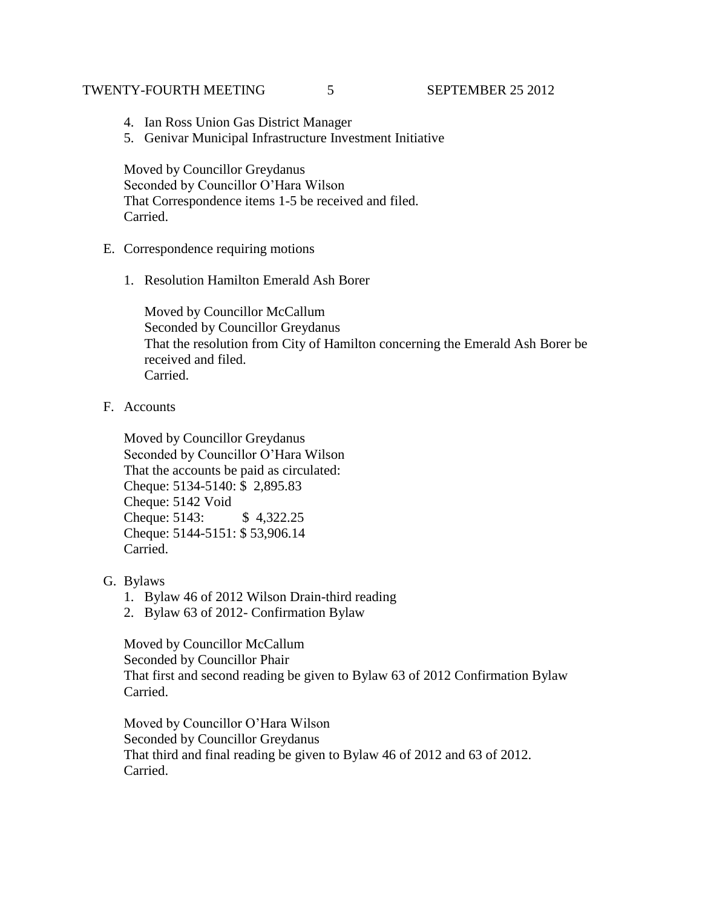4. Ian Ross Union Gas District Manager
5. Genivar Municipal Infrastructure Investment Initiative

Moved by Councillor Greydanus
Seconded by Councillor O'Hara Wilson
That Correspondence items 1-5 be received and filed.
Carried.

E. Correspondence requiring motions

1. Resolution Hamilton Emerald Ash Borer

   Moved by Councillor McCallum
   Seconded by Councillor Greydanus
   That the resolution from City of Hamilton concerning the Emerald Ash Borer be received and filed.
   Carried.

F. Accounts

Moved by Councillor Greydanus
Seconded by Councillor O'Hara Wilson
That the accounts be paid as circulated:
Cheque: 5134-5140: $ 2,895.83
Cheque: 5142 Void
Cheque: 5143: $ 4,322.25
Cheque: 5144-5151: $ 53,906.14
Carried.

G. Bylaws

1. Bylaw 46 of 2012 Wilson Drain-third reading
2. Bylaw 63 of 2012- Confirmation Bylaw

Moved by Councillor McCallum
Seconded by Councillor Phair
That first and second reading be given to Bylaw 63 of 2012 Confirmation Bylaw
Carried.

Moved by Councillor O'Hara Wilson
Seconded by Councillor Greydanus
That third and final reading be given to Bylaw 46 of 2012 and 63 of 2012.
Carried.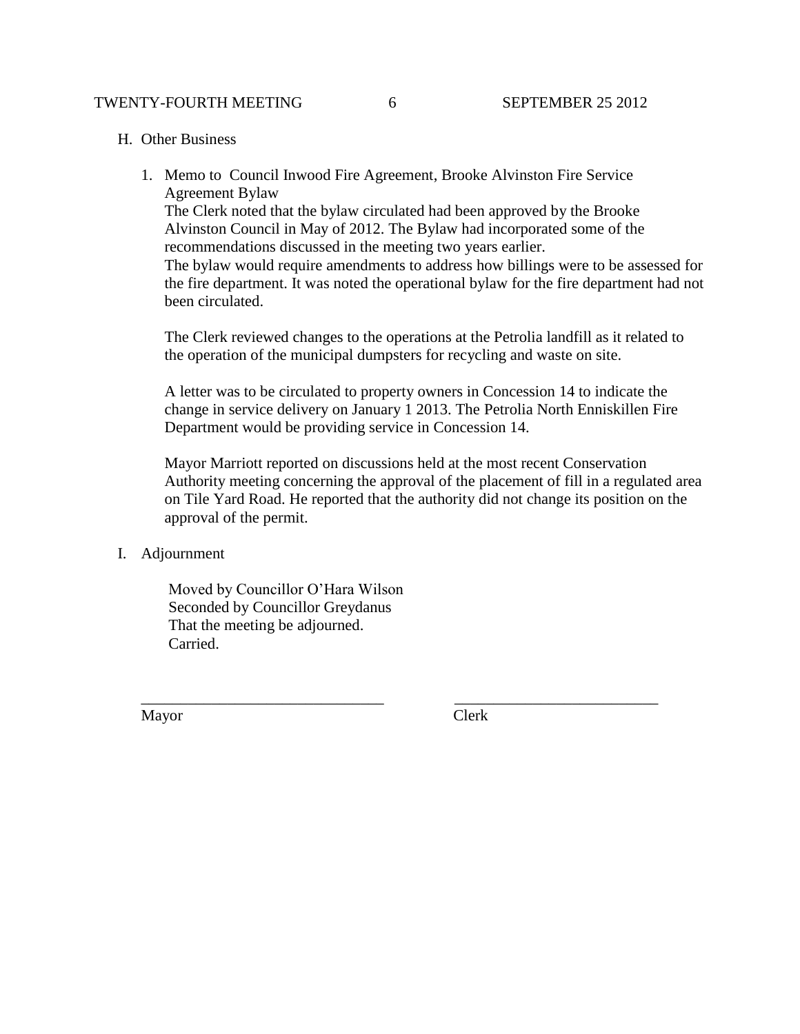H. Other Business

1. Memo to Council Inwood Fire Agreement, Brooke Alvinston Fire Service Agreement Bylaw

   The Clerk noted that the bylaw circulated had been approved by the Brooke Alvinston Council in May of 2012. The Bylaw had incorporated some of the recommendations discussed in the meeting two years earlier.

   The bylaw would require amendments to address how billings were to be assessed for the fire department. It was noted the operational bylaw for the fire department had not been circulated.

   The Clerk reviewed changes to the operations at the Petrolia landfill as it related to the operation of the municipal dumpsters for recycling and waste on site.

   A letter was to be circulated to property owners in Concession 14 to indicate the change in service delivery on January 1 2013. The Petrolia North Enniskillen Fire Department would be providing service in Concession 14.

   Mayor Marriott reported on discussions held at the most recent Conservation Authority meeting concerning the approval of the placement of fill in a regulated area on Tile Yard Road. He reported that the authority did not change its position on the approval of the permit.

I. Adjournment

Moved by Councillor O'Hara Wilson
Seconded by Councillor Greydanus
That the meeting be adjourned.
Carried.

_______________________________ _______________________________
Mayor Clerk